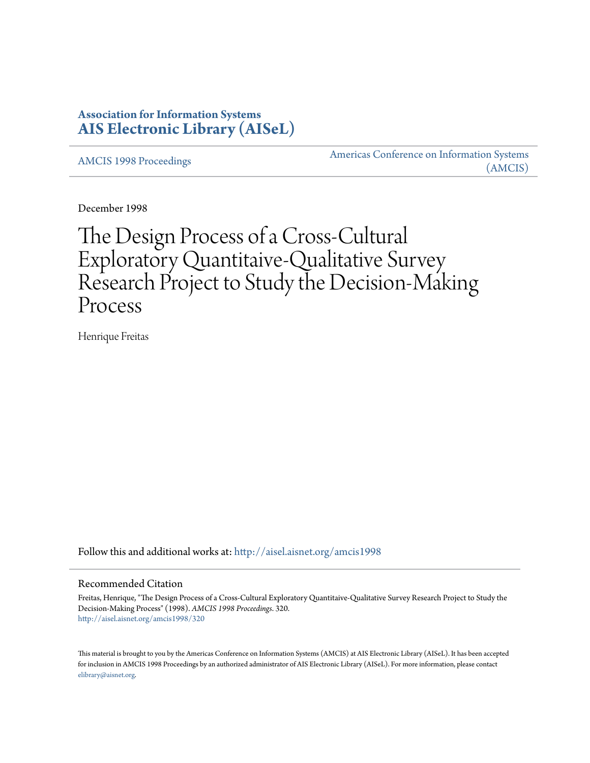# Association for Information Systems
## AIS Electronic Library (AISeL)

AMCIS 1998 Proceedings

Americas Conference on Information Systems (AMCIS)

December 1998

# The Design Process of a Cross-Cultural Exploratory Quantitaive-Qualitative Survey Research Project to Study the Decision-Making Process

Henrique Freitas

Follow this and additional works at: http://aisel.aisnet.org/amcis1998

## Recommended Citation

Freitas, Henrique, "The Design Process of a Cross-Cultural Exploratory Quantitaive-Qualitative Survey Research Project to Study the Decision-Making Process" (1998). *AMCIS 1998 Proceedings*. 320.
http://aisel.aisnet.org/amcis1998/320

This material is brought to you by the Americas Conference on Information Systems (AMCIS) at AIS Electronic Library (AISeL). It has been accepted for inclusion in AMCIS 1998 Proceedings by an authorized administrator of AIS Electronic Library (AISeL). For more information, please contact elibrary@aisnet.org.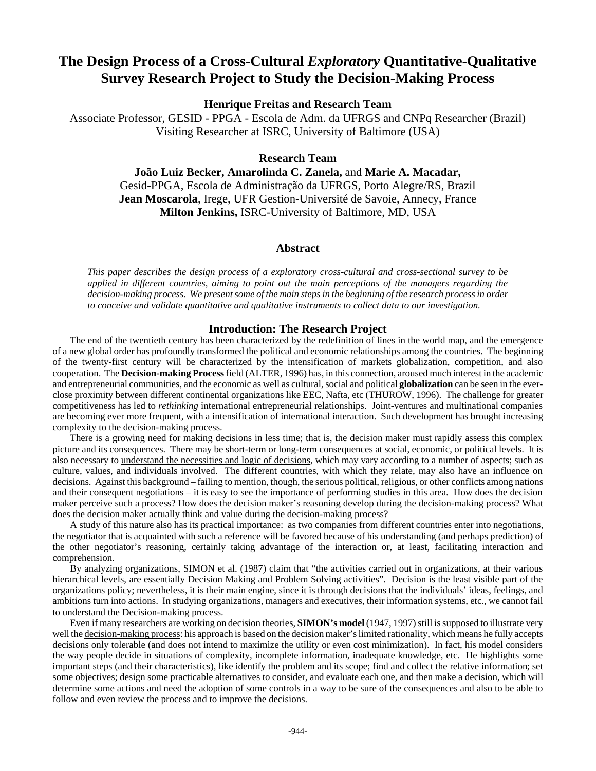# The Design Process of a Cross-Cultural *Exploratory* Quantitative-Qualitative Survey Research Project to Study the Decision-Making Process

**Henrique Freitas and Research Team**

Associate Professor, GESID - PPGA - Escola de Adm. da UFRGS and CNPq Researcher (Brazil)
Visiting Researcher at ISRC, University of Baltimore (USA)

**Research Team**

**João Luiz Becker, Amarolinda C. Zanela,** and **Marie A. Macadar,**
Gesid-PPGA, Escola de Administração da UFRGS, Porto Alegre/RS, Brazil
**Jean Moscarola**, Irege, UFR Gestion-Université de Savoie, Annecy, France
**Milton Jenkins,** ISRC-University of Baltimore, MD, USA

## Abstract

*This paper describes the design process of a exploratory cross-cultural and cross-sectional survey to be applied in different countries, aiming to point out the main perceptions of the managers regarding the decision-making process. We present some of the main steps in the beginning of the research process in order to conceive and validate quantitative and qualitative instruments to collect data to our investigation.*

## Introduction: The Research Project

The end of the twentieth century has been characterized by the redefinition of lines in the world map, and the emergence of a new global order has profoundly transformed the political and economic relationships among the countries. The beginning of the twenty-first century will be characterized by the intensification of markets globalization, competition, and also cooperation. The **Decision-making Process** field (ALTER, 1996) has, in this connection, aroused much interest in the academic and entrepreneurial communities, and the economic as well as cultural, social and political **globalization** can be seen in the ever-close proximity between different continental organizations like EEC, Nafta, etc (THUROW, 1996). The challenge for greater competitiveness has led to *rethinking* international entrepreneurial relationships. Joint-ventures and multinational companies are becoming ever more frequent, with a intensification of international interaction. Such development has brought increasing complexity to the decision-making process.

There is a growing need for making decisions in less time; that is, the decision maker must rapidly assess this complex picture and its consequences. There may be short-term or long-term consequences at social, economic, or political levels. It is also necessary to <u>understand the necessities and logic of decisions</u>, which may vary according to a number of aspects; such as culture, values, and individuals involved. The different countries, with which they relate, may also have an influence on decisions. Against this background – failing to mention, though, the serious political, religious, or other conflicts among nations and their consequent negotiations – it is easy to see the importance of performing studies in this area. How does the decision maker perceive such a process? How does the decision maker's reasoning develop during the decision-making process? What does the decision maker actually think and value during the decision-making process?

A study of this nature also has its practical importance: as two companies from different countries enter into negotiations, the negotiator that is acquainted with such a reference will be favored because of his understanding (and perhaps prediction) of the other negotiator's reasoning, certainly taking advantage of the interaction or, at least, facilitating interaction and comprehension.

By analyzing organizations, SIMON et al. (1987) claim that "the activities carried out in organizations, at their various hierarchical levels, are essentially Decision Making and Problem Solving activities". <u>Decision</u> is the least visible part of the organizations policy; nevertheless, it is their main engine, since it is through decisions that the individuals' ideas, feelings, and ambitions turn into actions. In studying organizations, managers and executives, their information systems, etc., we cannot fail to understand the Decision-making process.

Even if many researchers are working on decision theories, **SIMON's model** (1947, 1997) still is supposed to illustrate very well the <u>decision-making process</u>: his approach is based on the decision maker's limited rationality, which means he fully accepts decisions only tolerable (and does not intend to maximize the utility or even cost minimization). In fact, his model considers the way people decide in situations of complexity, incomplete information, inadequate knowledge, etc. He highlights some important steps (and their characteristics), like identify the problem and its scope; find and collect the relative information; set some objectives; design some practicable alternatives to consider, and evaluate each one, and then make a decision, which will determine some actions and need the adoption of some controls in a way to be sure of the consequences and also to be able to follow and even review the process and to improve the decisions.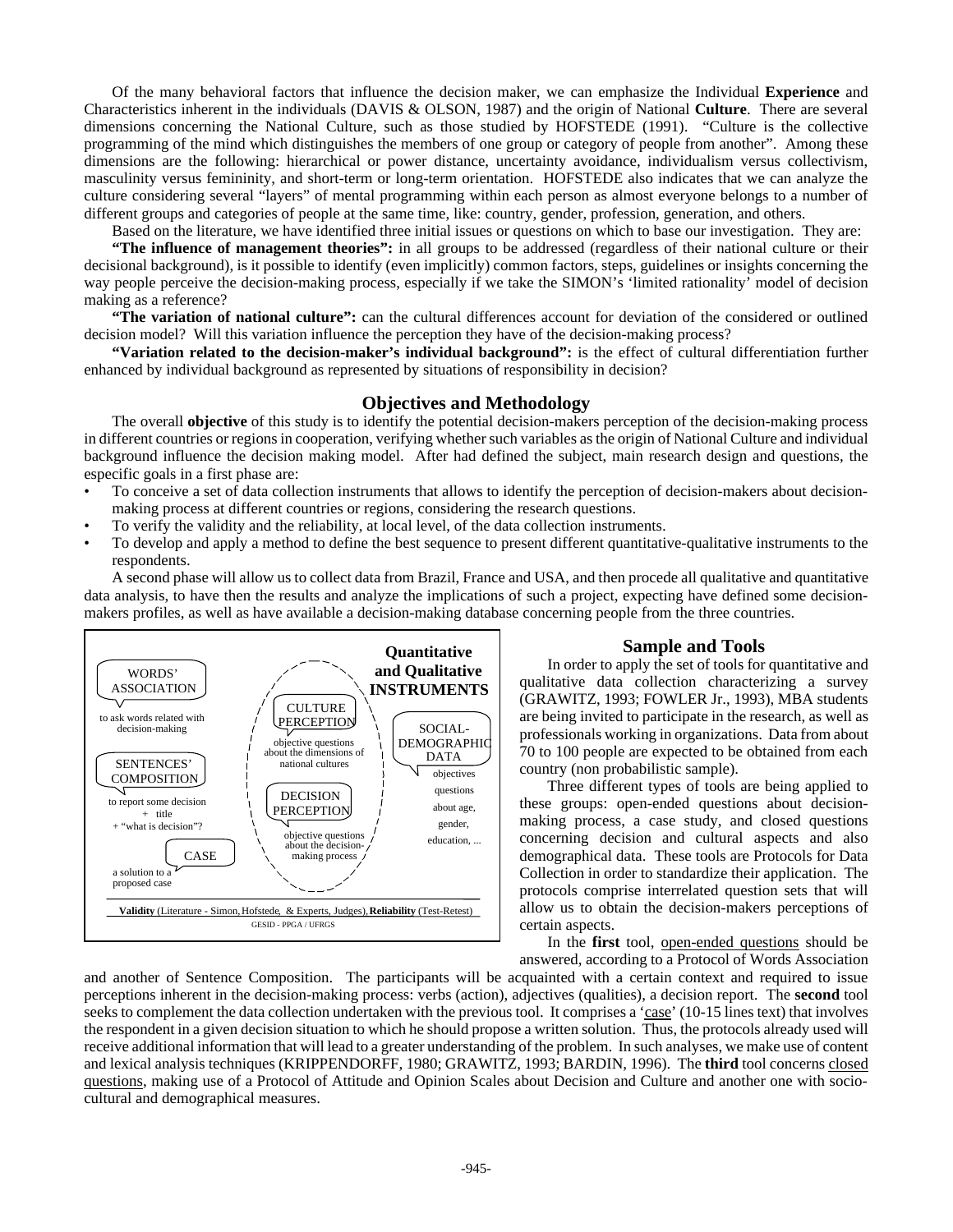Of the many behavioral factors that influence the decision maker, we can emphasize the Individual **Experience** and Characteristics inherent in the individuals (DAVIS & OLSON, 1987) and the origin of National **Culture**. There are several dimensions concerning the National Culture, such as those studied by HOFSTEDE (1991). "Culture is the collective programming of the mind which distinguishes the members of one group or category of people from another". Among these dimensions are the following: hierarchical or power distance, uncertainty avoidance, individualism versus collectivism, masculinity versus femininity, and short-term or long-term orientation. HOFSTEDE also indicates that we can analyze the culture considering several "layers" of mental programming within each person as almost everyone belongs to a number of different groups and categories of people at the same time, like: country, gender, profession, generation, and others.

Based on the literature, we have identified three initial issues or questions on which to base our investigation. They are:

**"The influence of management theories":** in all groups to be addressed (regardless of their national culture or their decisional background), is it possible to identify (even implicitly) common factors, steps, guidelines or insights concerning the way people perceive the decision-making process, especially if we take the SIMON's 'limited rationality' model of decision making as a reference?

**"The variation of national culture":** can the cultural differences account for deviation of the considered or outlined decision model? Will this variation influence the perception they have of the decision-making process?

**"Variation related to the decision-maker's individual background":** is the effect of cultural differentiation further enhanced by individual background as represented by situations of responsibility in decision?

## Objectives and Methodology

The overall **objective** of this study is to identify the potential decision-makers perception of the decision-making process in different countries or regions in cooperation, verifying whether such variables as the origin of National Culture and individual background influence the decision making model. After had defined the subject, main research design and questions, the especific goals in a first phase are:

- To conceive a set of data collection instruments that allows to identify the perception of decision-makers about decision-making process at different countries or regions, considering the research questions.
- To verify the validity and the reliability, at local level, of the data collection instruments.
- To develop and apply a method to define the best sequence to present different quantitative-qualitative instruments to the respondents.

A second phase will allow us to collect data from Brazil, France and USA, and then procede all qualitative and quantitative data analysis, to have then the results and analyze the implications of such a project, expecting have defined some decision-makers profiles, as well as have available a decision-making database concerning people from the three countries.

**Quantitative and Qualitative INSTRUMENTS**

- WORDS' ASSOCIATION — to ask words related with decision-making
- SENTENCES' COMPOSITION — to report some decision + title + "what is decision"?
- CASE — a solution to a proposed case
- CULTURE PERCEPTION — objective questions about the dimensions of national cultures
- DECISION PERCEPTION — objective questions about the decision-making process
- SOCIAL-DEMOGRAPHIC DATA — objectives questions about age, gender, education, ...

**Validity** (Literature - Simon, Hofstede, & Experts, Judges), **Reliability** (Test-Retest)

GESID - PPGA / UFRGS

## Sample and Tools

In order to apply the set of tools for quantitative and qualitative data collection characterizing a survey (GRAWITZ, 1993; FOWLER Jr., 1993), MBA students are being invited to participate in the research, as well as professionals working in organizations. Data from about 70 to 100 people are expected to be obtained from each country (non probabilistic sample).

Three different types of tools are being applied to these groups: open-ended questions about decision-making process, a case study, and closed questions concerning decision and cultural aspects and also demographical data. These tools are Protocols for Data Collection in order to standardize their application. The protocols comprise interrelated question sets that will allow us to obtain the decision-makers perceptions of certain aspects.

In the **first** tool, open-ended questions should be answered, according to a Protocol of Words Association and another of Sentence Composition. The participants will be acquainted with a certain context and required to issue perceptions inherent in the decision-making process: verbs (action), adjectives (qualities), a decision report. The **second** tool seeks to complement the data collection undertaken with the previous tool. It comprises a 'case' (10-15 lines text) that involves the respondent in a given decision situation to which he should propose a written solution. Thus, the protocols already used will receive additional information that will lead to a greater understanding of the problem. In such analyses, we make use of content and lexical analysis techniques (KRIPPENDORFF, 1980; GRAWITZ, 1993; BARDIN, 1996). The **third** tool concerns closed questions, making use of a Protocol of Attitude and Opinion Scales about Decision and Culture and another one with socio-cultural and demographical measures.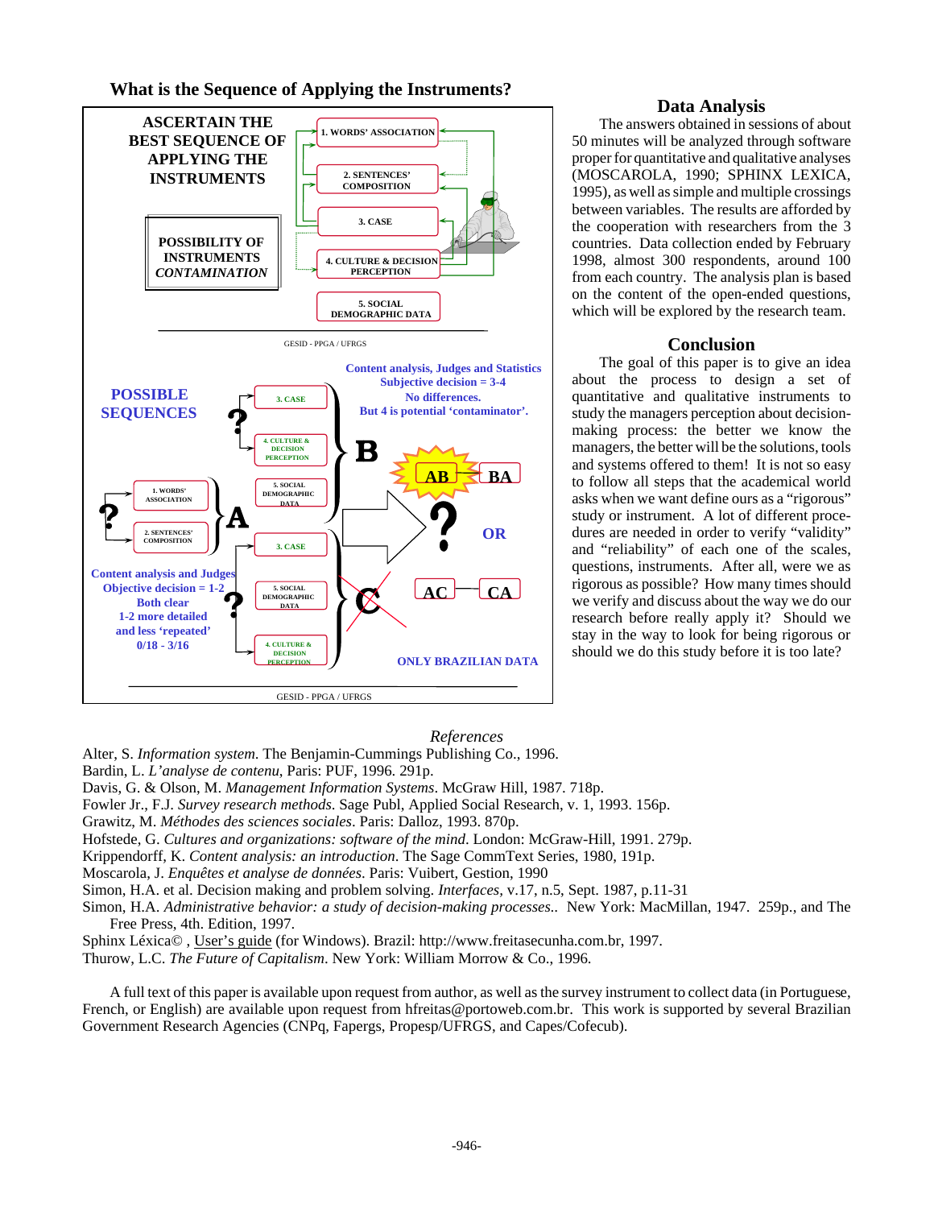## What is the Sequence of Applying the Instruments?

ASCERTAIN THE BEST SEQUENCE OF APPLYING THE INSTRUMENTS

POSSIBILITY OF INSTRUMENTS *CONTAMINATION*

1. WORDS' ASSOCIATION

2. SENTENCES' COMPOSITION

3. CASE

4. CULTURE & DECISION PERCEPTION

5. SOCIAL DEMOGRAPHIC DATA

GESID - PPGA / UFRGS

POSSIBLE SEQUENCES

Content analysis, Judges and Statistics
Subjective decision = 3-4
No differences.
But 4 is potential 'contaminator'.

3. CASE

4. CULTURE & DECISION PERCEPTION

5. SOCIAL DEMOGRAPHIC DATA

B

AB BA

1. WORDS' ASSOCIATION

2. SENTENCES' COMPOSITION

A

OR

3. CASE

5. SOCIAL DEMOGRAPHIC DATA

4. CULTURE & DECISION PERCEPTION

C

AC CA

Content analysis and Judges
Objective decision = 1-2
Both clear
1-2 more detailed
and less 'repeated'
0/18 - 3/16

ONLY BRAZILIAN DATA

GESID - PPGA / UFRGS

## Data Analysis

The answers obtained in sessions of about 50 minutes will be analyzed through software proper for quantitative and qualitative analyses (MOSCAROLA, 1990; SPHINX LEXICA, 1995), as well as simple and multiple crossings between variables. The results are afforded by the cooperation with researchers from the 3 countries. Data collection ended by February 1998, almost 300 respondents, around 100 from each country. The analysis plan is based on the content of the open-ended questions, which will be explored by the research team.

## Conclusion

The goal of this paper is to give an idea about the process to design a set of quantitative and qualitative instruments to study the managers perception about decision-making process: the better we know the managers, the better will be the solutions, tools and systems offered to them! It is not so easy to follow all steps that the academical world asks when we want define ours as a "rigorous" study or instrument. A lot of different procedures are needed in order to verify "validity" and "reliability" of each one of the scales, questions, instruments. After all, were we as rigorous as possible? How many times should we verify and discuss about the way we do our research before really apply it? Should we stay in the way to look for being rigorous or should we do this study before it is too late?

### *References*

Alter, S. *Information system*. The Benjamin-Cummings Publishing Co., 1996.
Bardin, L. *L'analyse de contenu*, Paris: PUF, 1996. 291p.
Davis, G. & Olson, M. *Management Information Systems*. McGraw Hill, 1987. 718p.
Fowler Jr., F.J. *Survey research methods*. Sage Publ, Applied Social Research, v. 1, 1993. 156p.
Grawitz, M. *Méthodes des sciences sociales*. Paris: Dalloz, 1993. 870p.
Hofstede, G. *Cultures and organizations: software of the mind*. London: McGraw-Hill, 1991. 279p.
Krippendorff, K. *Content analysis: an introduction*. The Sage CommText Series, 1980, 191p.
Moscarola, J. *Enquêtes et analyse de données*. Paris: Vuibert, Gestion, 1990
Simon, H.A. et al. Decision making and problem solving. *Interfaces*, v.17, n.5, Sept. 1987, p.11-31
Simon, H.A. *Administrative behavior: a study of decision-making processes.*. New York: MacMillan, 1947. 259p., and The Free Press, 4th. Edition, 1997.
Sphinx Léxica© , User's guide (for Windows). Brazil: http://www.freitasecunha.com.br, 1997.
Thurow, L.C. *The Future of Capitalism*. New York: William Morrow & Co., 1996.

A full text of this paper is available upon request from author, as well as the survey instrument to collect data (in Portuguese, French, or English) are available upon request from hfreitas@portoweb.com.br. This work is supported by several Brazilian Government Research Agencies (CNPq, Fapergs, Propesp/UFRGS, and Capes/Cofecub).